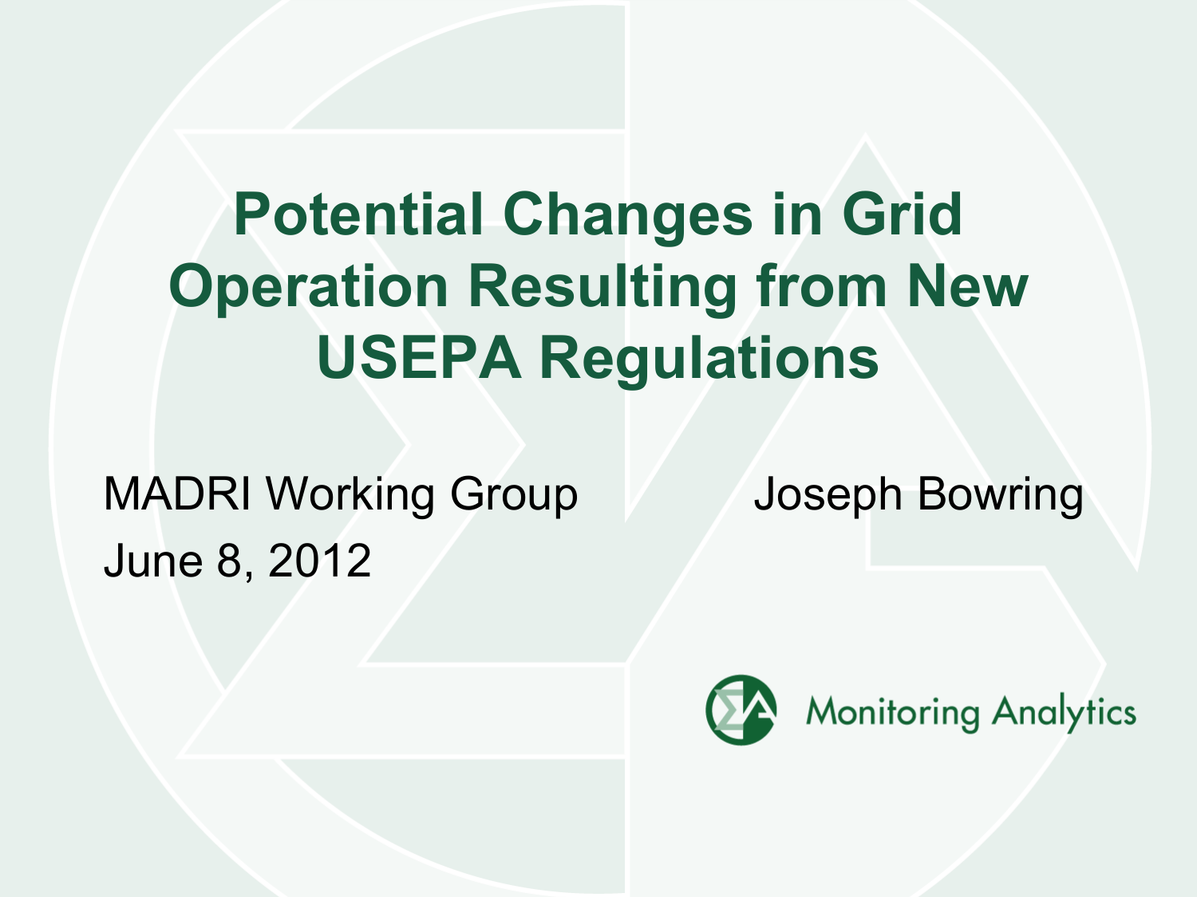# Potential Changes in Grid Operation Resulting from New USEPA Regulations

MADRI Working Group

June 8, 2012

Joseph Bowring

Monitoring Analytics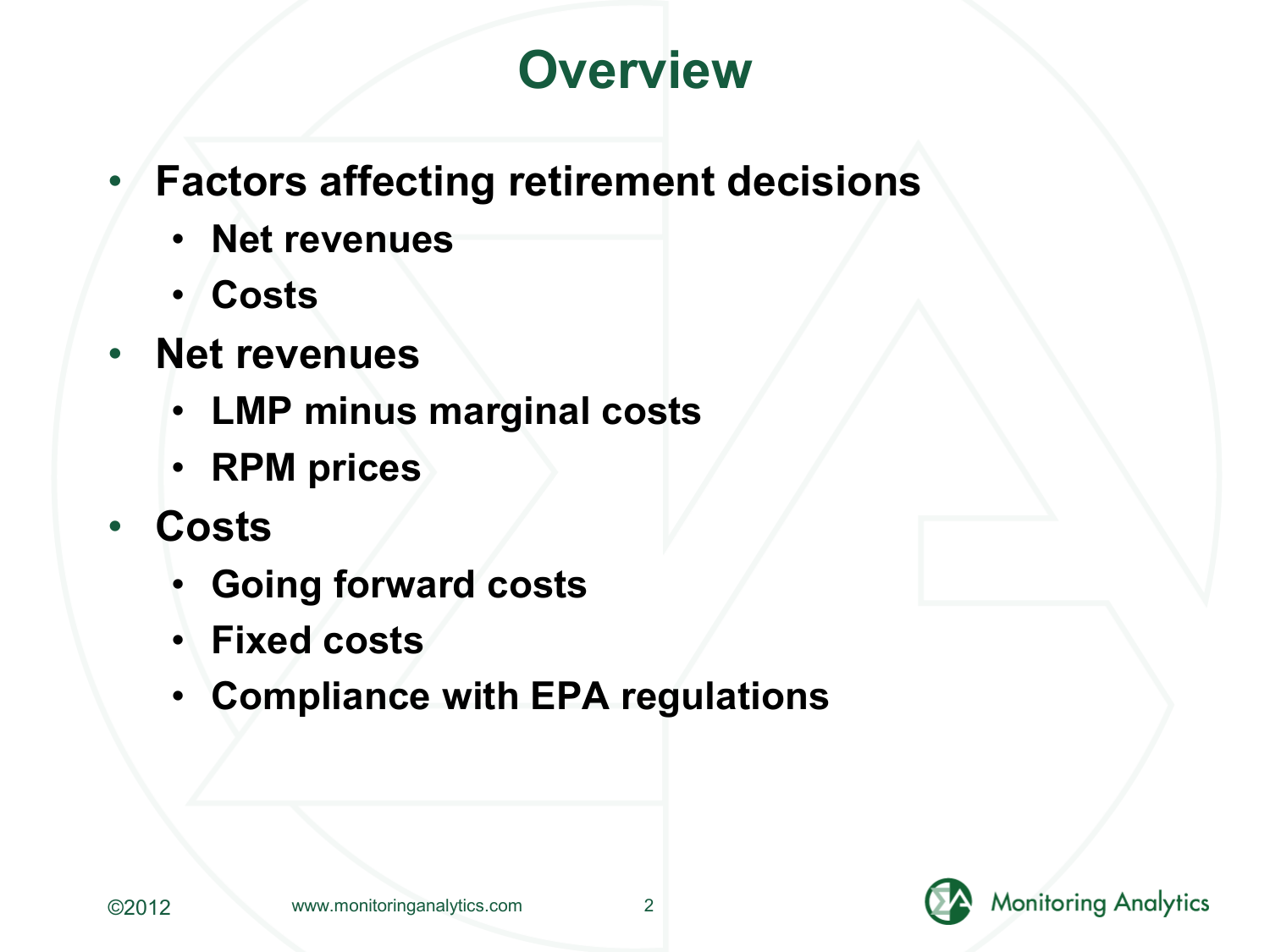# Overview

- **Factors affecting retirement decisions**
  - **Net revenues**
  - **Costs**
- **Net revenues**
  - **LMP minus marginal costs**
  - **RPM prices**
- **Costs**
  - **Going forward costs**
  - **Fixed costs**
  - **Compliance with EPA regulations**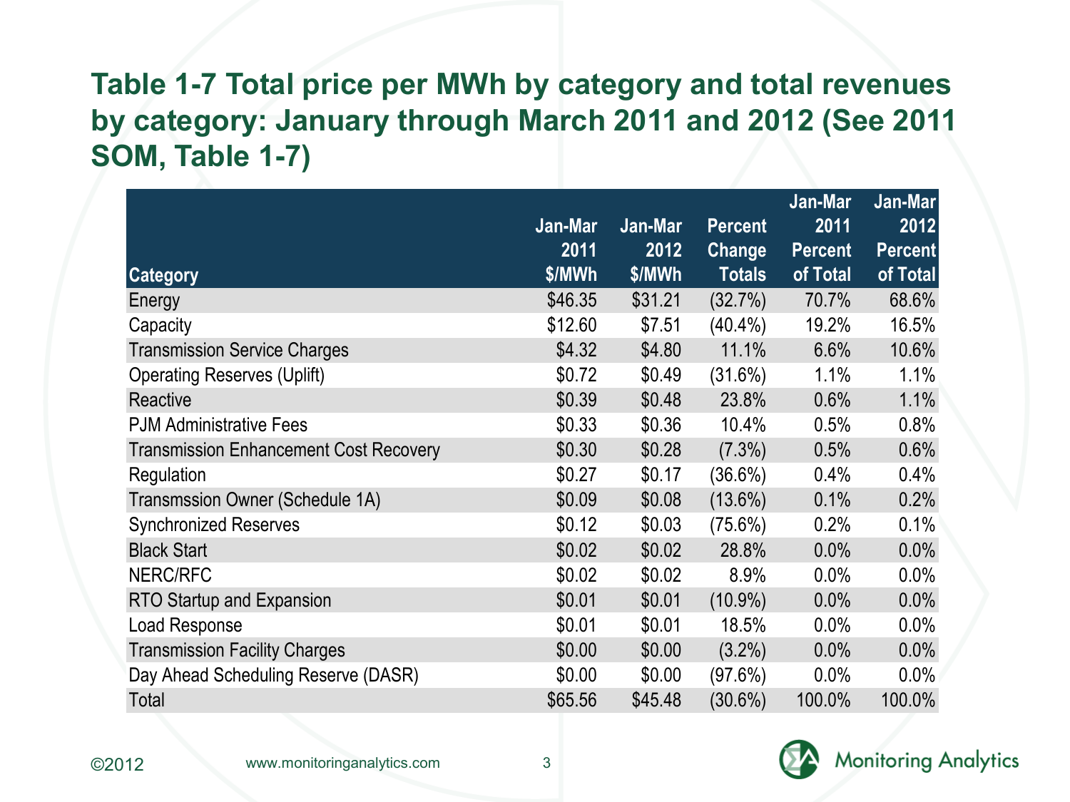## Table 1-7 Total price per MWh by category and total revenues by category: January through March 2011 and 2012 (See 2011 SOM, Table 1-7)

| Category | Jan-Mar 2011 $/MWh | Jan-Mar 2012 $/MWh | Percent Change Totals | Jan-Mar 2011 Percent of Total | Jan-Mar 2012 Percent of Total |
|---|---|---|---|---|---|
| Energy | $46.35 | $31.21 | (32.7%) | 70.7% | 68.6% |
| Capacity | $12.60 | $7.51 | (40.4%) | 19.2% | 16.5% |
| Transmission Service Charges | $4.32 | $4.80 | 11.1% | 6.6% | 10.6% |
| Operating Reserves (Uplift) | $0.72 | $0.49 | (31.6%) | 1.1% | 1.1% |
| Reactive | $0.39 | $0.48 | 23.8% | 0.6% | 1.1% |
| PJM Administrative Fees | $0.33 | $0.36 | 10.4% | 0.5% | 0.8% |
| Transmission Enhancement Cost Recovery | $0.30 | $0.28 | (7.3%) | 0.5% | 0.6% |
| Regulation | $0.27 | $0.17 | (36.6%) | 0.4% | 0.4% |
| Transmssion Owner (Schedule 1A) | $0.09 | $0.08 | (13.6%) | 0.1% | 0.2% |
| Synchronized Reserves | $0.12 | $0.03 | (75.6%) | 0.2% | 0.1% |
| Black Start | $0.02 | $0.02 | 28.8% | 0.0% | 0.0% |
| NERC/RFC | $0.02 | $0.02 | 8.9% | 0.0% | 0.0% |
| RTO Startup and Expansion | $0.01 | $0.01 | (10.9%) | 0.0% | 0.0% |
| Load Response | $0.01 | $0.01 | 18.5% | 0.0% | 0.0% |
| Transmission Facility Charges | $0.00 | $0.00 | (3.2%) | 0.0% | 0.0% |
| Day Ahead Scheduling Reserve (DASR) | $0.00 | $0.00 | (97.6%) | 0.0% | 0.0% |
| Total | $65.56 | $45.48 | (30.6%) | 100.0% | 100.0% |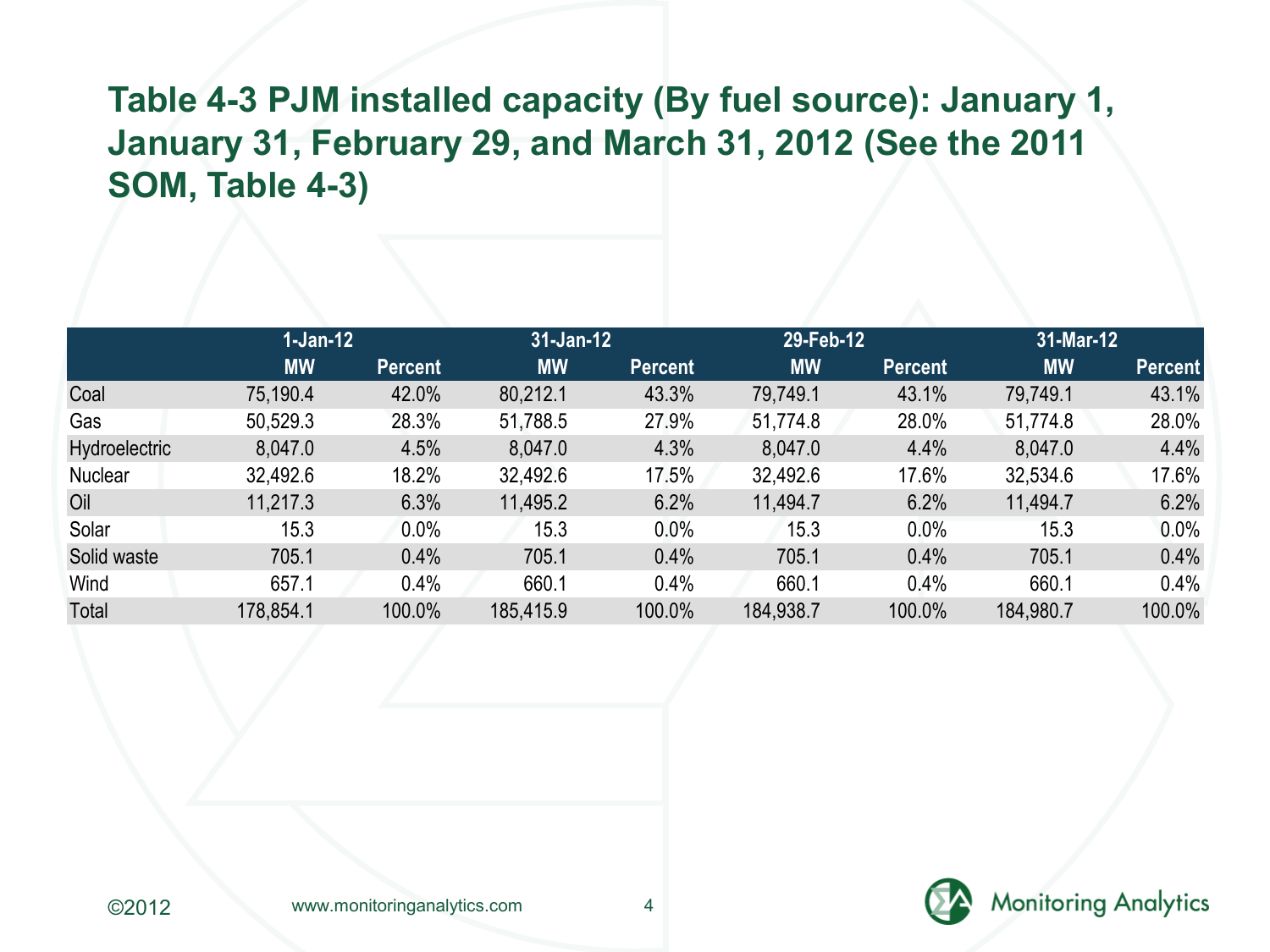# Table 4-3 PJM installed capacity (By fuel source): January 1, January 31, February 29, and March 31, 2012 (See the 2011 SOM, Table 4-3)

| | 1-Jan-12 | | 31-Jan-12 | | 29-Feb-12 | | 31-Mar-12 | |
|---|---|---|---|---|---|---|---|---|
| | MW | Percent | MW | Percent | MW | Percent | MW | Percent |
| Coal | 75,190.4 | 42.0% | 80,212.1 | 43.3% | 79,749.1 | 43.1% | 79,749.1 | 43.1% |
| Gas | 50,529.3 | 28.3% | 51,788.5 | 27.9% | 51,774.8 | 28.0% | 51,774.8 | 28.0% |
| Hydroelectric | 8,047.0 | 4.5% | 8,047.0 | 4.3% | 8,047.0 | 4.4% | 8,047.0 | 4.4% |
| Nuclear | 32,492.6 | 18.2% | 32,492.6 | 17.5% | 32,492.6 | 17.6% | 32,534.6 | 17.6% |
| Oil | 11,217.3 | 6.3% | 11,495.2 | 6.2% | 11,494.7 | 6.2% | 11,494.7 | 6.2% |
| Solar | 15.3 | 0.0% | 15.3 | 0.0% | 15.3 | 0.0% | 15.3 | 0.0% |
| Solid waste | 705.1 | 0.4% | 705.1 | 0.4% | 705.1 | 0.4% | 705.1 | 0.4% |
| Wind | 657.1 | 0.4% | 660.1 | 0.4% | 660.1 | 0.4% | 660.1 | 0.4% |
| Total | 178,854.1 | 100.0% | 185,415.9 | 100.0% | 184,938.7 | 100.0% | 184,980.7 | 100.0% |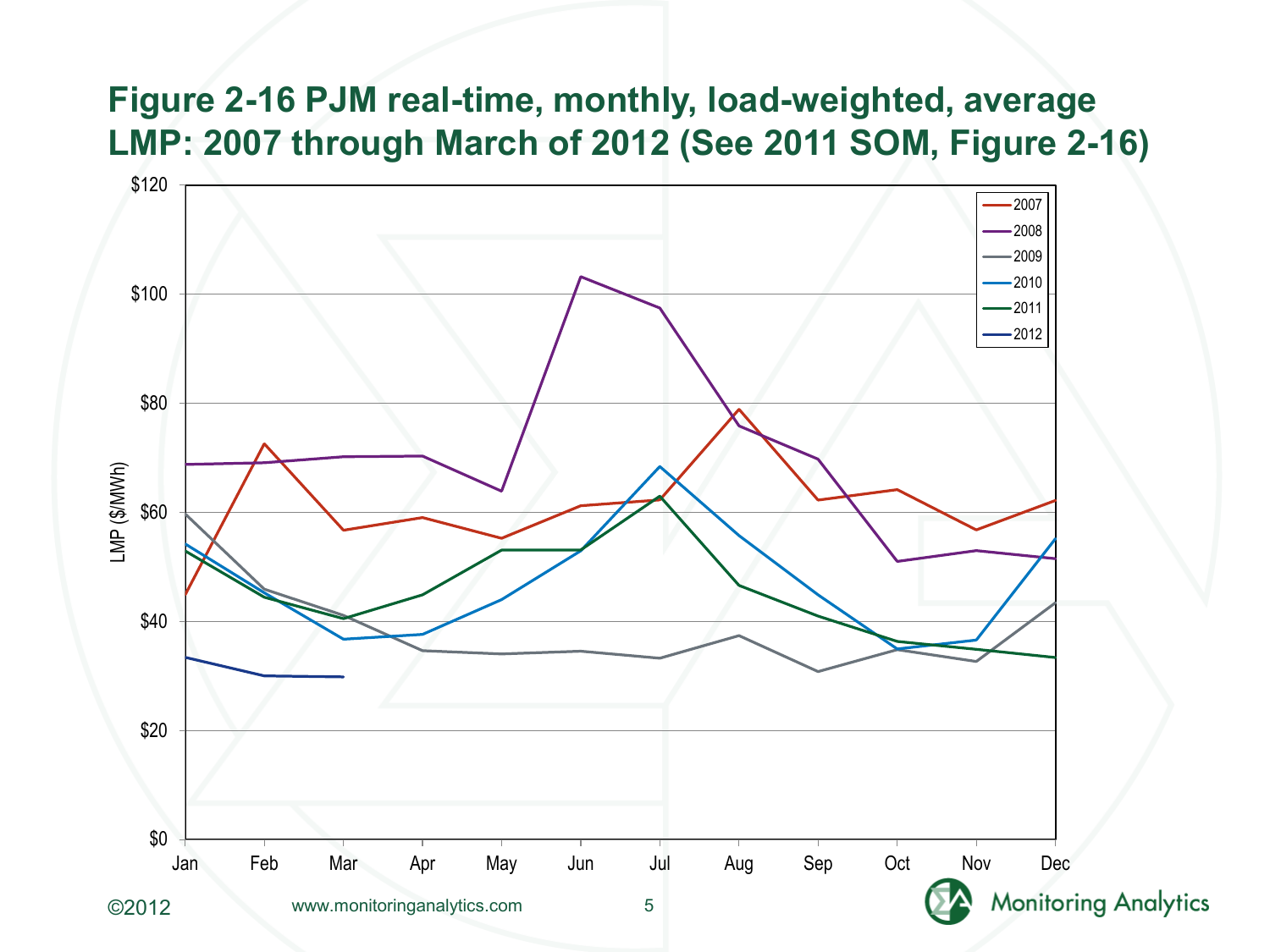# Figure 2-16 PJM real-time, monthly, load-weighted, average LMP: 2007 through March of 2012 (See 2011 SOM, Figure 2-16)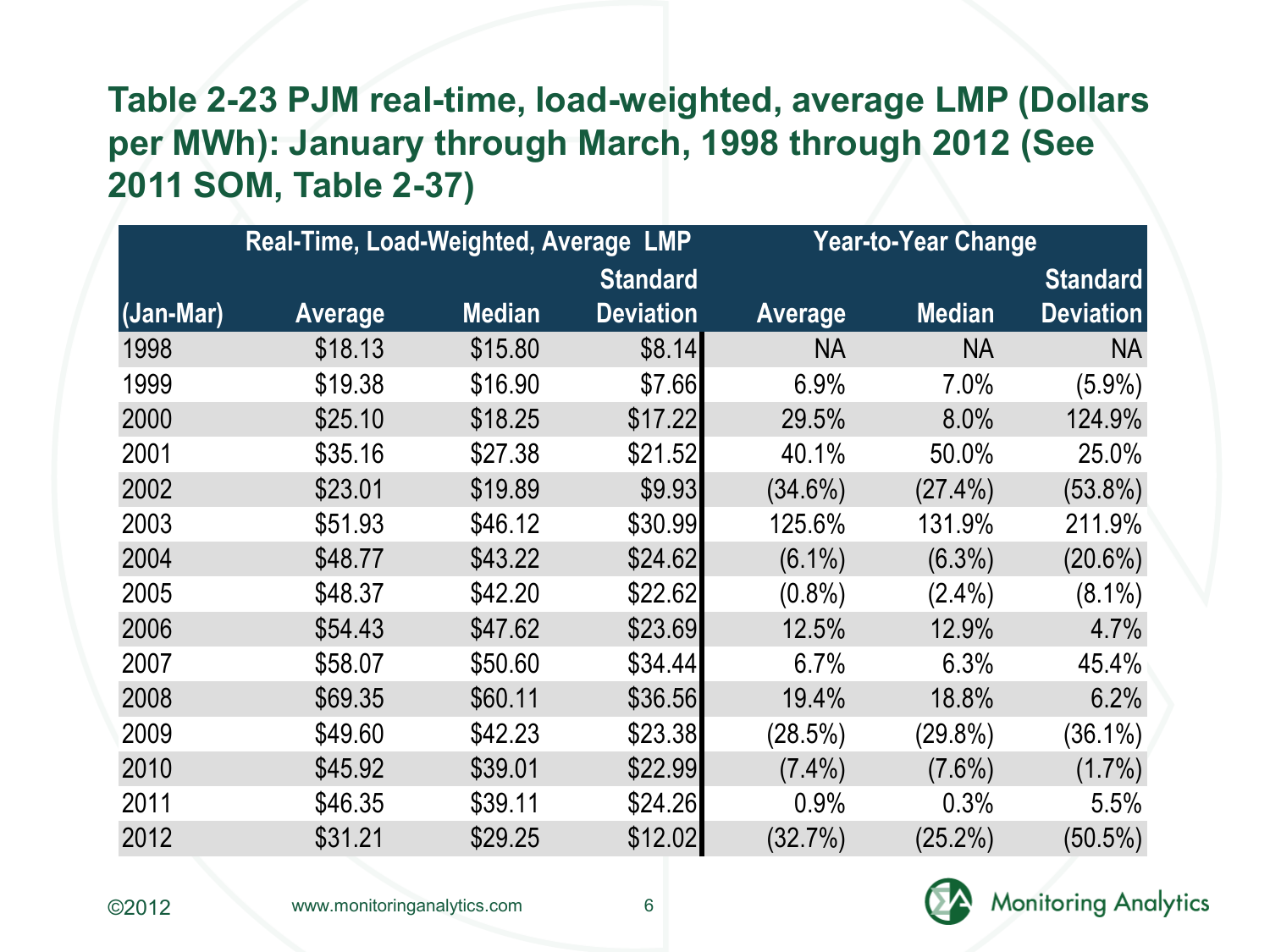## Table 2-23 PJM real-time, load-weighted, average LMP (Dollars per MWh): January through March, 1998 through 2012 (See 2011 SOM, Table 2-37)

| | Real-Time, Load-Weighted, Average LMP | | | Year-to-Year Change | | |
|---|---|---|---|---|---|---|
| (Jan-Mar) | Average | Median | Standard Deviation | Average | Median | Standard Deviation |
| 1998 | $18.13 | $15.80 | $8.14 | NA | NA | NA |
| 1999 | $19.38 | $16.90 | $7.66 | 6.9% | 7.0% | (5.9%) |
| 2000 | $25.10 | $18.25 | $17.22 | 29.5% | 8.0% | 124.9% |
| 2001 | $35.16 | $27.38 | $21.52 | 40.1% | 50.0% | 25.0% |
| 2002 | $23.01 | $19.89 | $9.93 | (34.6%) | (27.4%) | (53.8%) |
| 2003 | $51.93 | $46.12 | $30.99 | 125.6% | 131.9% | 211.9% |
| 2004 | $48.77 | $43.22 | $24.62 | (6.1%) | (6.3%) | (20.6%) |
| 2005 | $48.37 | $42.20 | $22.62 | (0.8%) | (2.4%) | (8.1%) |
| 2006 | $54.43 | $47.62 | $23.69 | 12.5% | 12.9% | 4.7% |
| 2007 | $58.07 | $50.60 | $34.44 | 6.7% | 6.3% | 45.4% |
| 2008 | $69.35 | $60.11 | $36.56 | 19.4% | 18.8% | 6.2% |
| 2009 | $49.60 | $42.23 | $23.38 | (28.5%) | (29.8%) | (36.1%) |
| 2010 | $45.92 | $39.01 | $22.99 | (7.4%) | (7.6%) | (1.7%) |
| 2011 | $46.35 | $39.11 | $24.26 | 0.9% | 0.3% | 5.5% |
| 2012 | $31.21 | $29.25 | $12.02 | (32.7%) | (25.2%) | (50.5%) |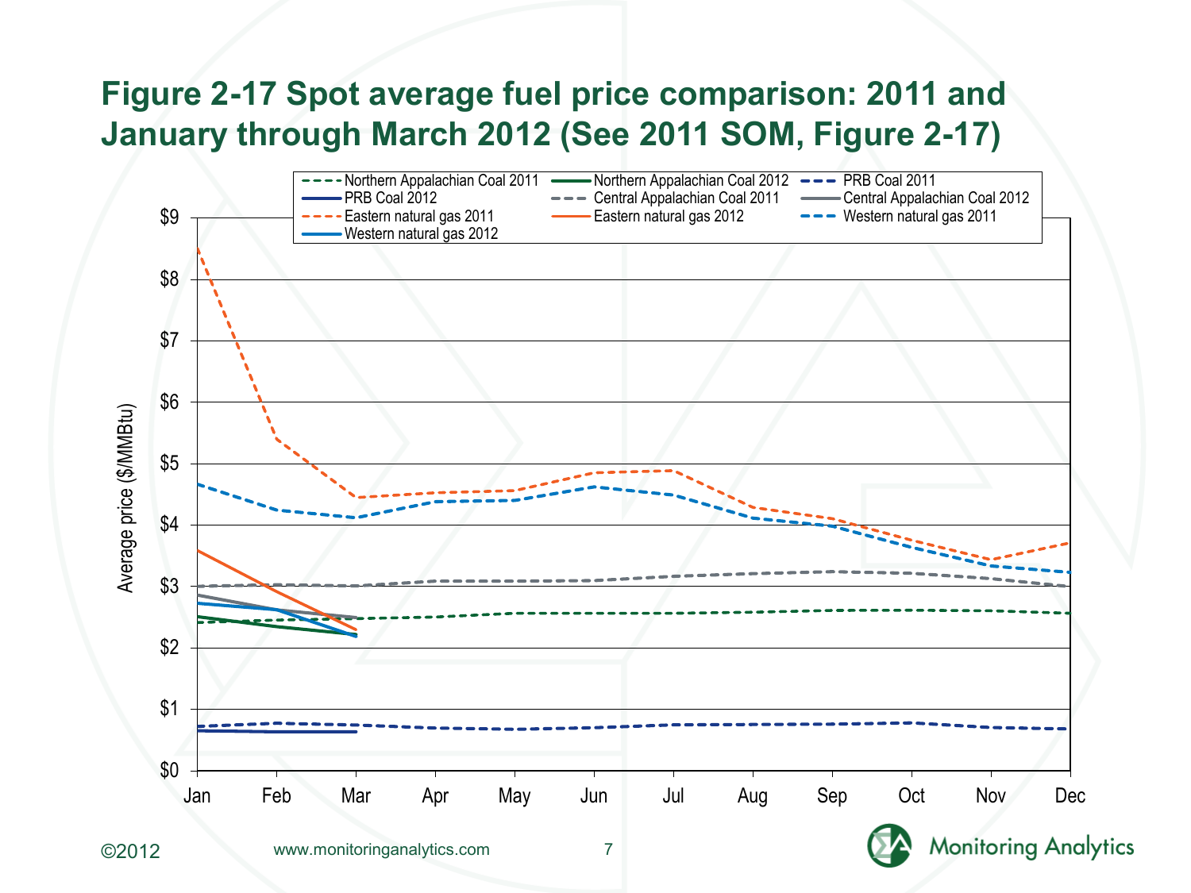# Figure 2-17 Spot average fuel price comparison: 2011 and January through March 2012 (See 2011 SOM, Figure 2-17)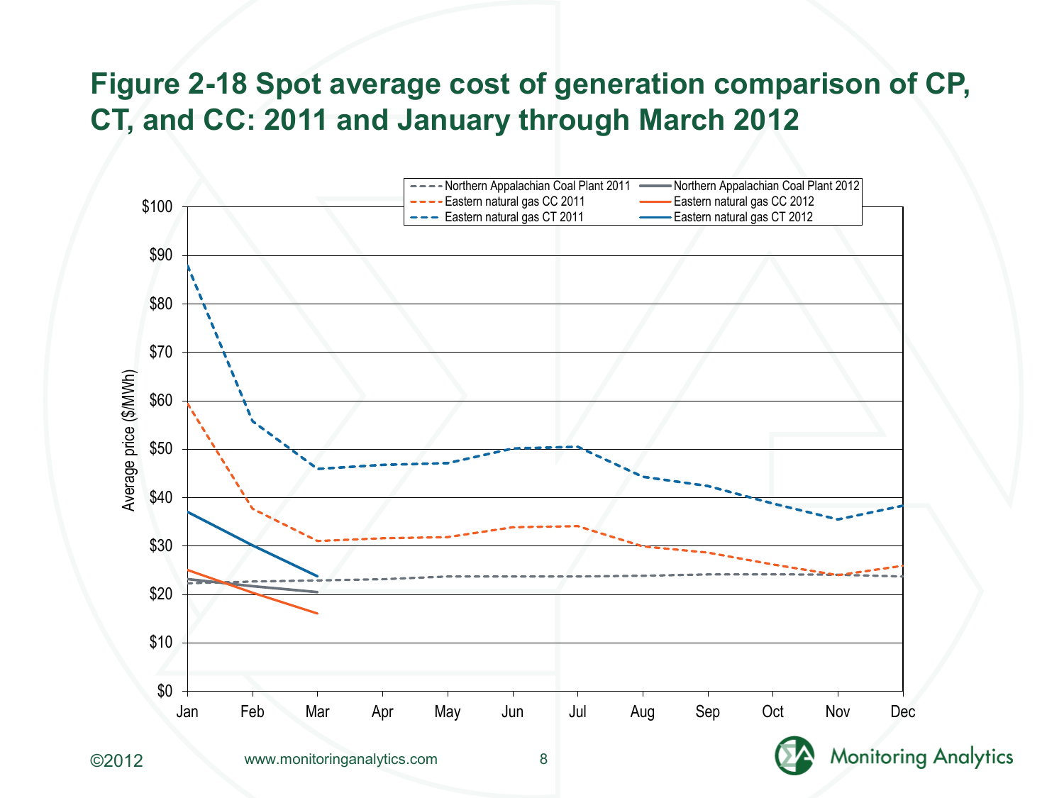# Figure 2-18 Spot average cost of generation comparison of CP, CT, and CC: 2011 and January through March 2012

Legend:
- Northern Appalachian Coal Plant 2011
- Northern Appalachian Coal Plant 2012
- Eastern natural gas CC 2011
- Eastern natural gas CC 2012
- Eastern natural gas CT 2011
- Eastern natural gas CT 2012

Y-axis: Average price ($/MWh) — $0, $10, $20, $30, $40, $50, $60, $70, $80, $90, $100

X-axis: Jan, Feb, Mar, Apr, May, Jun, Jul, Aug, Sep, Oct, Nov, Dec

©2012 www.monitoringanalytics.com

Monitoring Analytics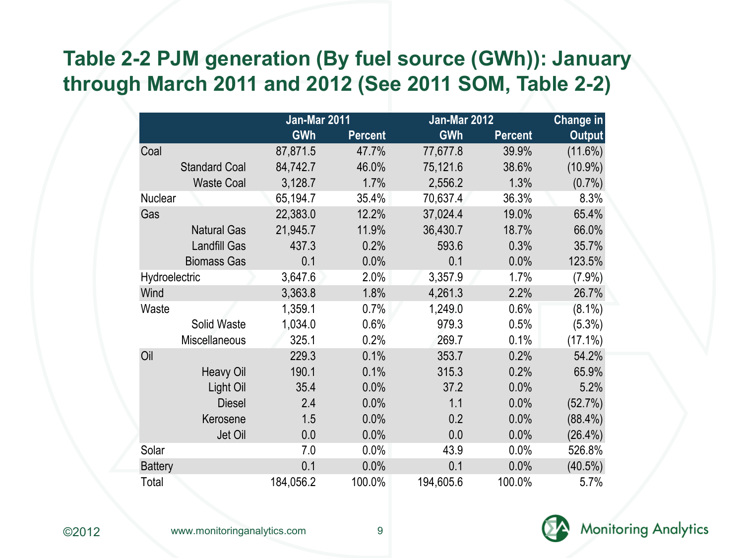## Table 2-2 PJM generation (By fuel source (GWh)): January through March 2011 and 2012 (See 2011 SOM, Table 2-2)

| | Jan-Mar 2011 | | Jan-Mar 2012 | | Change in |
|---|---|---|---|---|---|
| | GWh | Percent | GWh | Percent | Output |
| Coal | 87,871.5 | 47.7% | 77,677.8 | 39.9% | (11.6%) |
| Standard Coal | 84,742.7 | 46.0% | 75,121.6 | 38.6% | (10.9%) |
| Waste Coal | 3,128.7 | 1.7% | 2,556.2 | 1.3% | (0.7%) |
| Nuclear | 65,194.7 | 35.4% | 70,637.4 | 36.3% | 8.3% |
| Gas | 22,383.0 | 12.2% | 37,024.4 | 19.0% | 65.4% |
| Natural Gas | 21,945.7 | 11.9% | 36,430.7 | 18.7% | 66.0% |
| Landfill Gas | 437.3 | 0.2% | 593.6 | 0.3% | 35.7% |
| Biomass Gas | 0.1 | 0.0% | 0.1 | 0.0% | 123.5% |
| Hydroelectric | 3,647.6 | 2.0% | 3,357.9 | 1.7% | (7.9%) |
| Wind | 3,363.8 | 1.8% | 4,261.3 | 2.2% | 26.7% |
| Waste | 1,359.1 | 0.7% | 1,249.0 | 0.6% | (8.1%) |
| Solid Waste | 1,034.0 | 0.6% | 979.3 | 0.5% | (5.3%) |
| Miscellaneous | 325.1 | 0.2% | 269.7 | 0.1% | (17.1%) |
| Oil | 229.3 | 0.1% | 353.7 | 0.2% | 54.2% |
| Heavy Oil | 190.1 | 0.1% | 315.3 | 0.2% | 65.9% |
| Light Oil | 35.4 | 0.0% | 37.2 | 0.0% | 5.2% |
| Diesel | 2.4 | 0.0% | 1.1 | 0.0% | (52.7%) |
| Kerosene | 1.5 | 0.0% | 0.2 | 0.0% | (88.4%) |
| Jet Oil | 0.0 | 0.0% | 0.0 | 0.0% | (26.4%) |
| Solar | 7.0 | 0.0% | 43.9 | 0.0% | 526.8% |
| Battery | 0.1 | 0.0% | 0.1 | 0.0% | (40.5%) |
| Total | 184,056.2 | 100.0% | 194,605.6 | 100.0% | 5.7% |

©2012 www.monitoringanalytics.com

Monitoring Analytics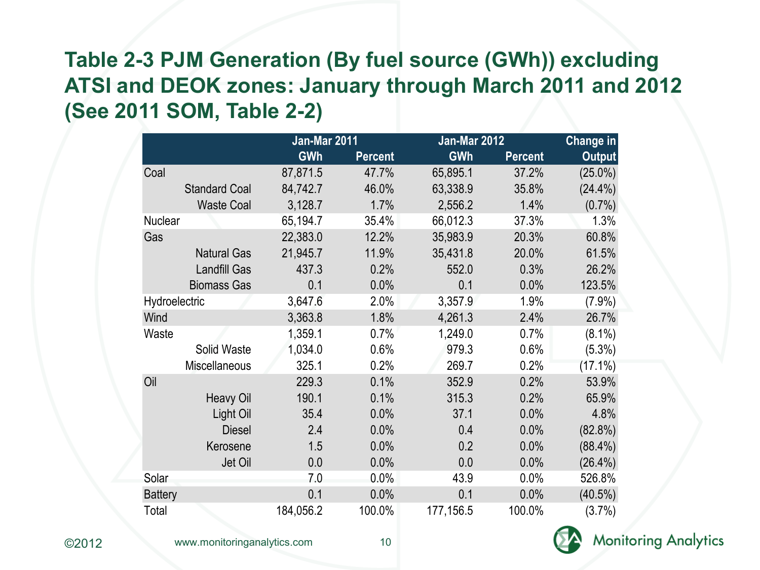## Table 2-3 PJM Generation (By fuel source (GWh)) excluding ATSI and DEOK zones: January through March 2011 and 2012 (See 2011 SOM, Table 2-2)

| | Jan-Mar 2011 | | Jan-Mar 2012 | | Change in |
|---|---|---|---|---|---|
| | GWh | Percent | GWh | Percent | Output |
| Coal | 87,871.5 | 47.7% | 65,895.1 | 37.2% | (25.0%) |
| Standard Coal | 84,742.7 | 46.0% | 63,338.9 | 35.8% | (24.4%) |
| Waste Coal | 3,128.7 | 1.7% | 2,556.2 | 1.4% | (0.7%) |
| Nuclear | 65,194.7 | 35.4% | 66,012.3 | 37.3% | 1.3% |
| Gas | 22,383.0 | 12.2% | 35,983.9 | 20.3% | 60.8% |
| Natural Gas | 21,945.7 | 11.9% | 35,431.8 | 20.0% | 61.5% |
| Landfill Gas | 437.3 | 0.2% | 552.0 | 0.3% | 26.2% |
| Biomass Gas | 0.1 | 0.0% | 0.1 | 0.0% | 123.5% |
| Hydroelectric | 3,647.6 | 2.0% | 3,357.9 | 1.9% | (7.9%) |
| Wind | 3,363.8 | 1.8% | 4,261.3 | 2.4% | 26.7% |
| Waste | 1,359.1 | 0.7% | 1,249.0 | 0.7% | (8.1%) |
| Solid Waste | 1,034.0 | 0.6% | 979.3 | 0.6% | (5.3%) |
| Miscellaneous | 325.1 | 0.2% | 269.7 | 0.2% | (17.1%) |
| Oil | 229.3 | 0.1% | 352.9 | 0.2% | 53.9% |
| Heavy Oil | 190.1 | 0.1% | 315.3 | 0.2% | 65.9% |
| Light Oil | 35.4 | 0.0% | 37.1 | 0.0% | 4.8% |
| Diesel | 2.4 | 0.0% | 0.4 | 0.0% | (82.8%) |
| Kerosene | 1.5 | 0.0% | 0.2 | 0.0% | (88.4%) |
| Jet Oil | 0.0 | 0.0% | 0.0 | 0.0% | (26.4%) |
| Solar | 7.0 | 0.0% | 43.9 | 0.0% | 526.8% |
| Battery | 0.1 | 0.0% | 0.1 | 0.0% | (40.5%) |
| Total | 184,056.2 | 100.0% | 177,156.5 | 100.0% | (3.7%) |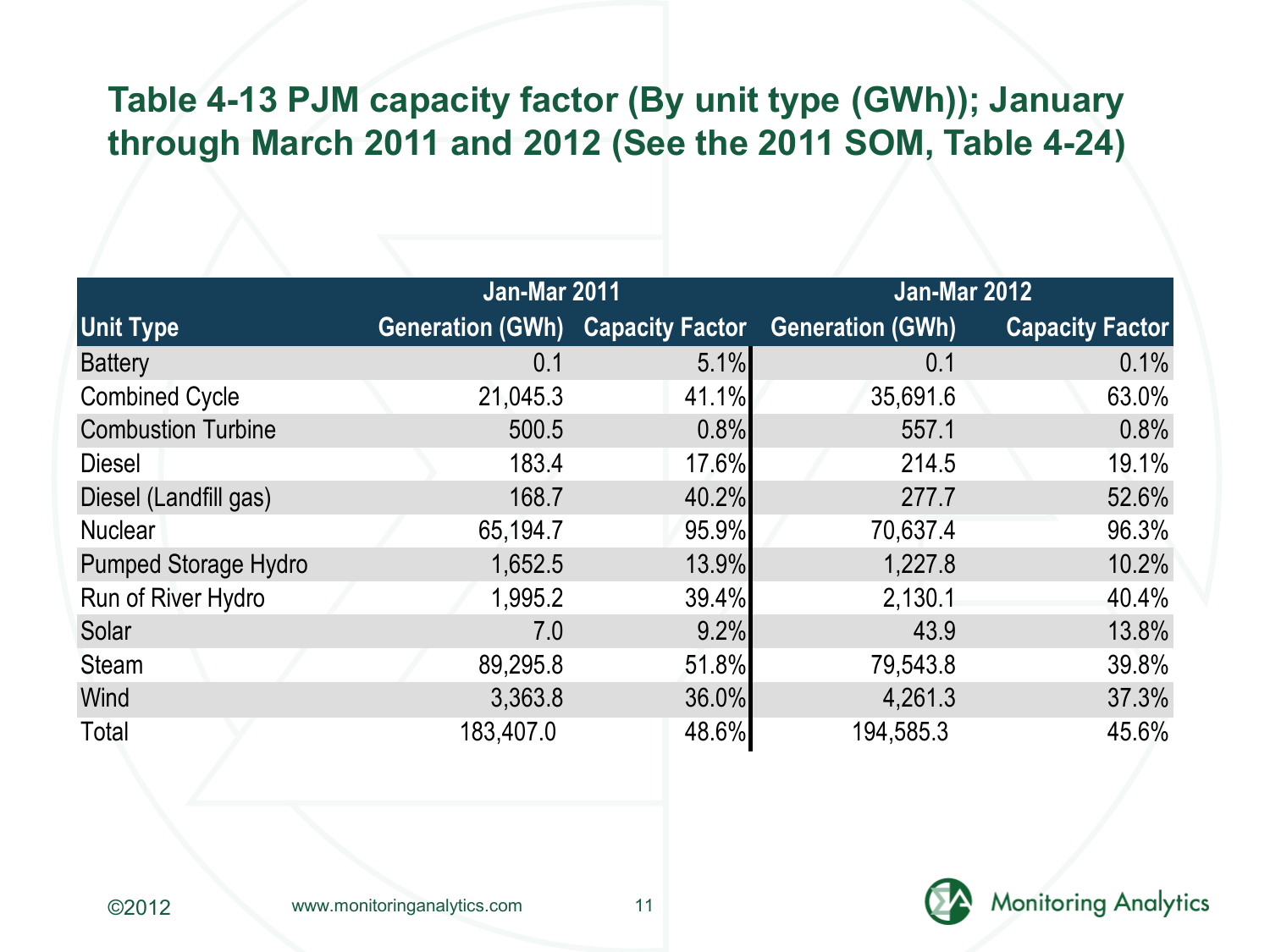# Table 4-13 PJM capacity factor (By unit type (GWh)); January through March 2011 and 2012 (See the 2011 SOM, Table 4-24)

| | Jan-Mar 2011 | | Jan-Mar 2012 | |
|---|---|---|---|---|
| Unit Type | Generation (GWh) | Capacity Factor | Generation (GWh) | Capacity Factor |
| Battery | 0.1 | 5.1% | 0.1 | 0.1% |
| Combined Cycle | 21,045.3 | 41.1% | 35,691.6 | 63.0% |
| Combustion Turbine | 500.5 | 0.8% | 557.1 | 0.8% |
| Diesel | 183.4 | 17.6% | 214.5 | 19.1% |
| Diesel (Landfill gas) | 168.7 | 40.2% | 277.7 | 52.6% |
| Nuclear | 65,194.7 | 95.9% | 70,637.4 | 96.3% |
| Pumped Storage Hydro | 1,652.5 | 13.9% | 1,227.8 | 10.2% |
| Run of River Hydro | 1,995.2 | 39.4% | 2,130.1 | 40.4% |
| Solar | 7.0 | 9.2% | 43.9 | 13.8% |
| Steam | 89,295.8 | 51.8% | 79,543.8 | 39.8% |
| Wind | 3,363.8 | 36.0% | 4,261.3 | 37.3% |
| Total | 183,407.0 | 48.6% | 194,585.3 | 45.6% |

©2012 www.monitoringanalytics.com

Monitoring Analytics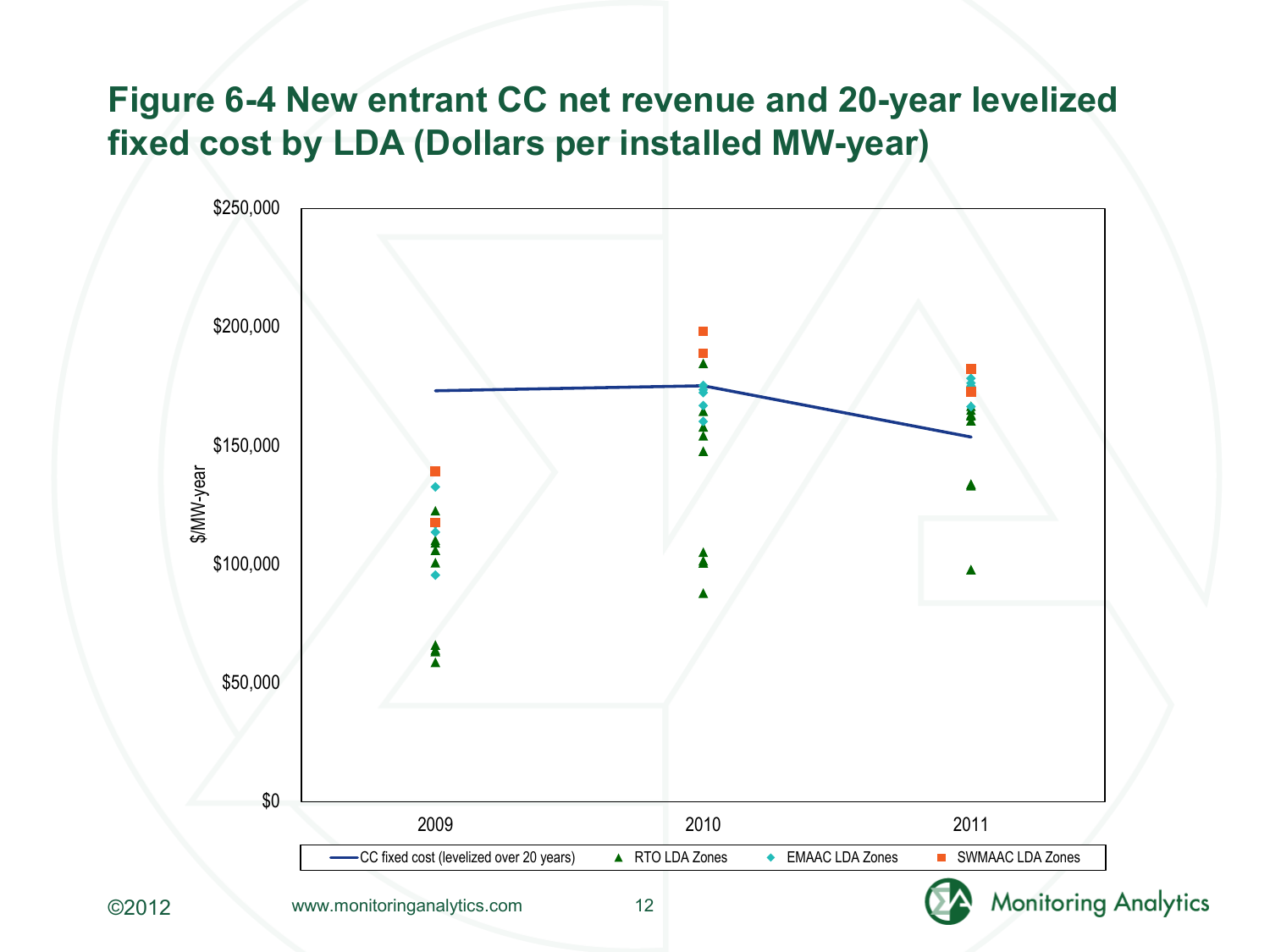## Figure 6-4 New entrant CC net revenue and 20-year levelized fixed cost by LDA (Dollars per installed MW-year)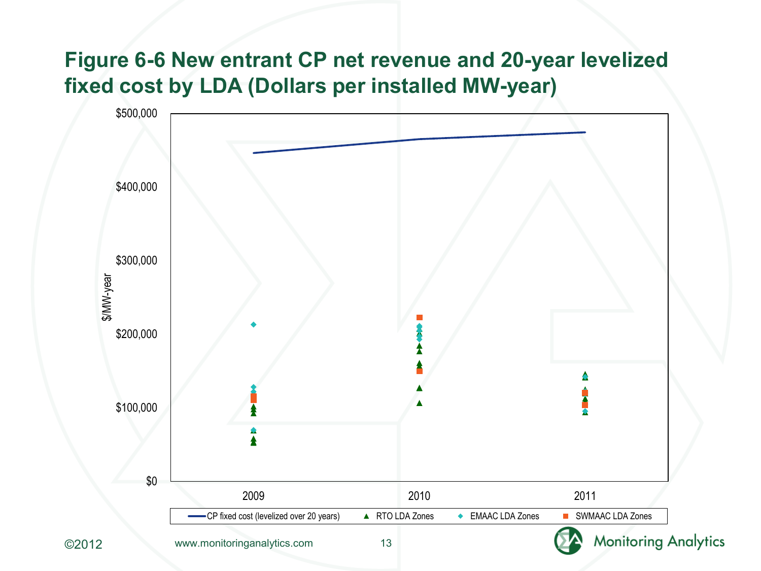# Figure 6-6 New entrant CP net revenue and 20-year levelized fixed cost by LDA (Dollars per installed MW-year)

$/MW-year

$500,000

$400,000

$300,000

$200,000

$100,000

$0

2009 2010 2011

CP fixed cost (levelized over 20 years) | RTO LDA Zones | EMAAC LDA Zones | SWMAAC LDA Zones

©2012 www.monitoringanalytics.com

Monitoring Analytics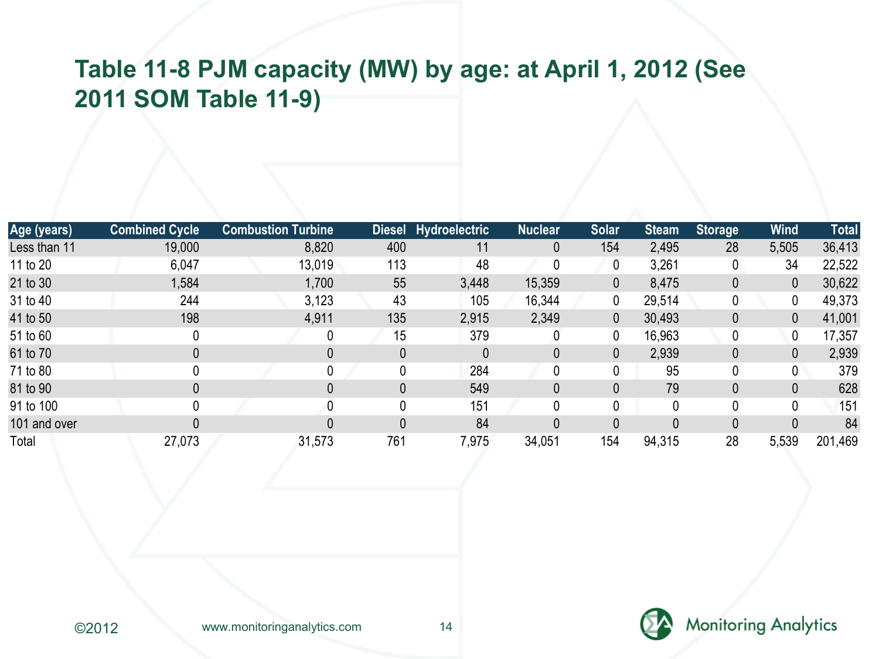# Table 11-8 PJM capacity (MW) by age: at April 1, 2012 (See 2011 SOM Table 11-9)

| Age (years) | Combined Cycle | Combustion Turbine | Diesel | Hydroelectric | Nuclear | Solar | Steam | Storage | Wind | Total |
|---|---|---|---|---|---|---|---|---|---|---|
| Less than 11 | 19,000 | 8,820 | 400 | 11 | 0 | 154 | 2,495 | 28 | 5,505 | 36,413 |
| 11 to 20 | 6,047 | 13,019 | 113 | 48 | 0 | 0 | 3,261 | 0 | 34 | 22,522 |
| 21 to 30 | 1,584 | 1,700 | 55 | 3,448 | 15,359 | 0 | 8,475 | 0 | 0 | 30,622 |
| 31 to 40 | 244 | 3,123 | 43 | 105 | 16,344 | 0 | 29,514 | 0 | 0 | 49,373 |
| 41 to 50 | 198 | 4,911 | 135 | 2,915 | 2,349 | 0 | 30,493 | 0 | 0 | 41,001 |
| 51 to 60 | 0 | 0 | 15 | 379 | 0 | 0 | 16,963 | 0 | 0 | 17,357 |
| 61 to 70 | 0 | 0 | 0 | 0 | 0 | 0 | 2,939 | 0 | 0 | 2,939 |
| 71 to 80 | 0 | 0 | 0 | 284 | 0 | 0 | 95 | 0 | 0 | 379 |
| 81 to 90 | 0 | 0 | 0 | 549 | 0 | 0 | 79 | 0 | 0 | 628 |
| 91 to 100 | 0 | 0 | 0 | 151 | 0 | 0 | 0 | 0 | 0 | 151 |
| 101 and over | 0 | 0 | 0 | 84 | 0 | 0 | 0 | 0 | 0 | 84 |
| Total | 27,073 | 31,573 | 761 | 7,975 | 34,051 | 154 | 94,315 | 28 | 5,539 | 201,469 |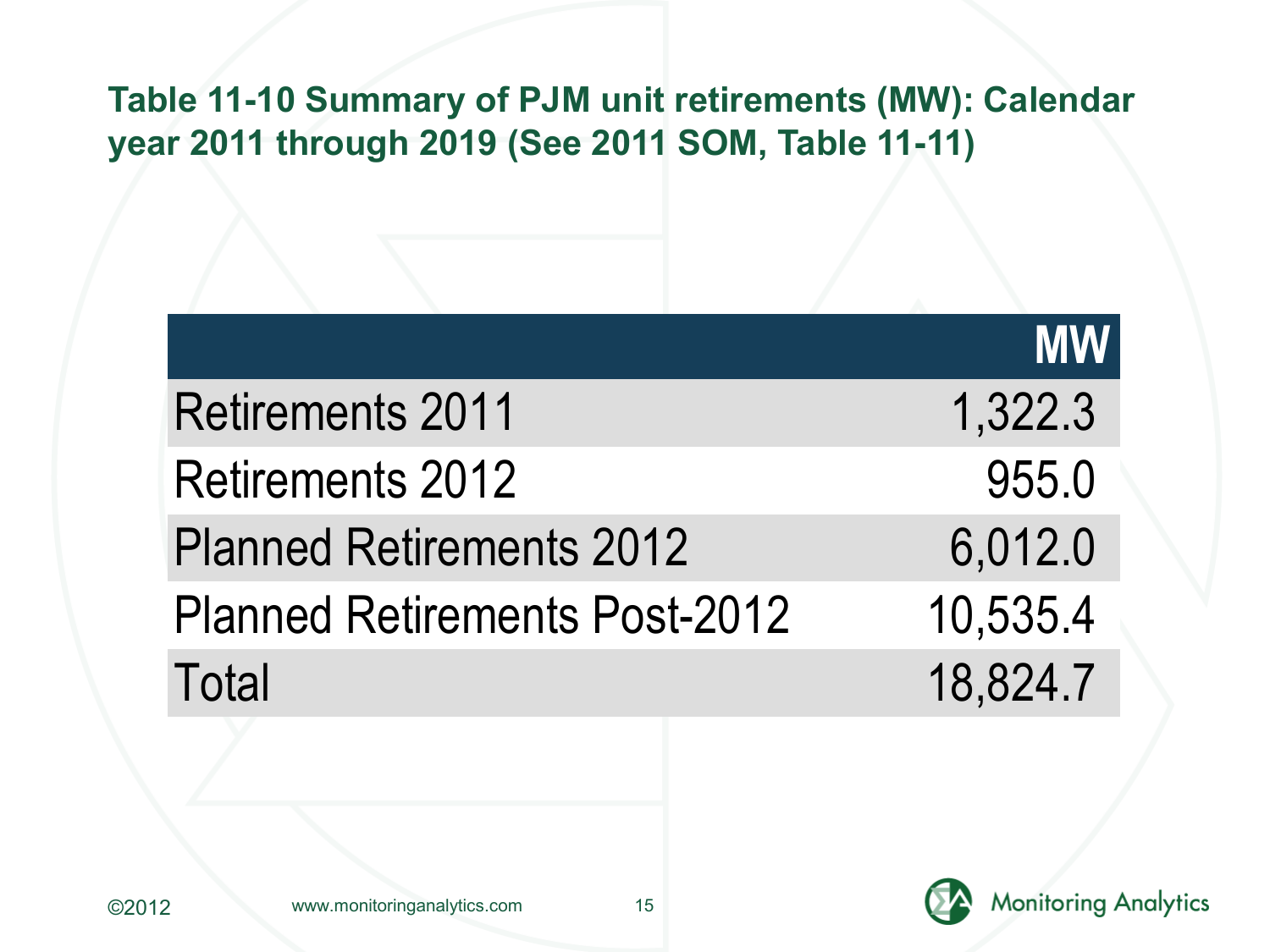## Table 11-10 Summary of PJM unit retirements (MW): Calendar year 2011 through 2019 (See 2011 SOM, Table 11-11)

| | MW |
|---|---|
| Retirements 2011 | 1,322.3 |
| Retirements 2012 | 955.0 |
| Planned Retirements 2012 | 6,012.0 |
| Planned Retirements Post-2012 | 10,535.4 |
| Total | 18,824.7 |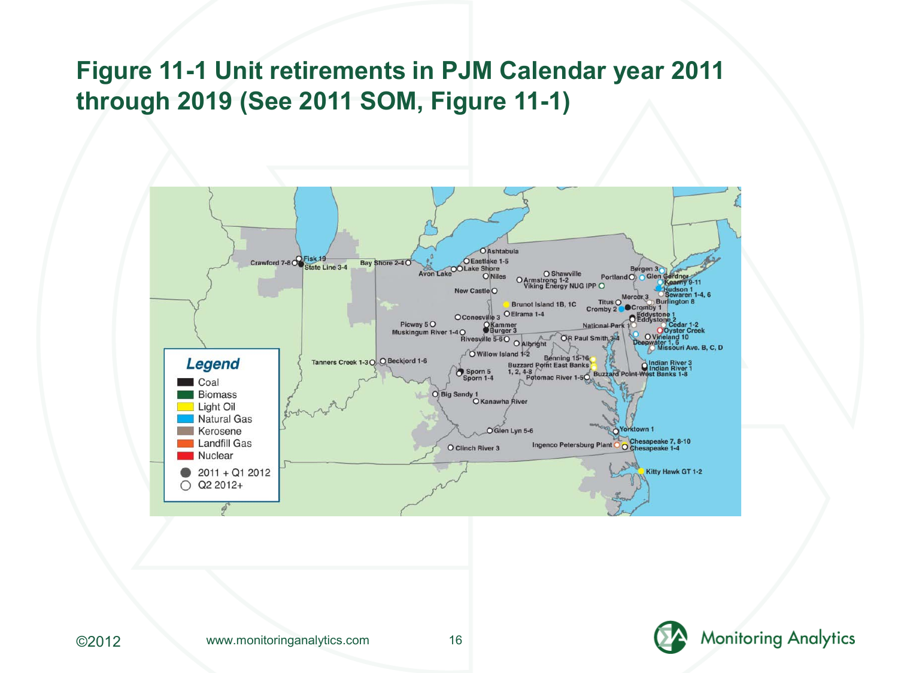# Figure 11-1 Unit retirements in PJM Calendar year 2011 through 2019 (See 2011 SOM, Figure 11-1)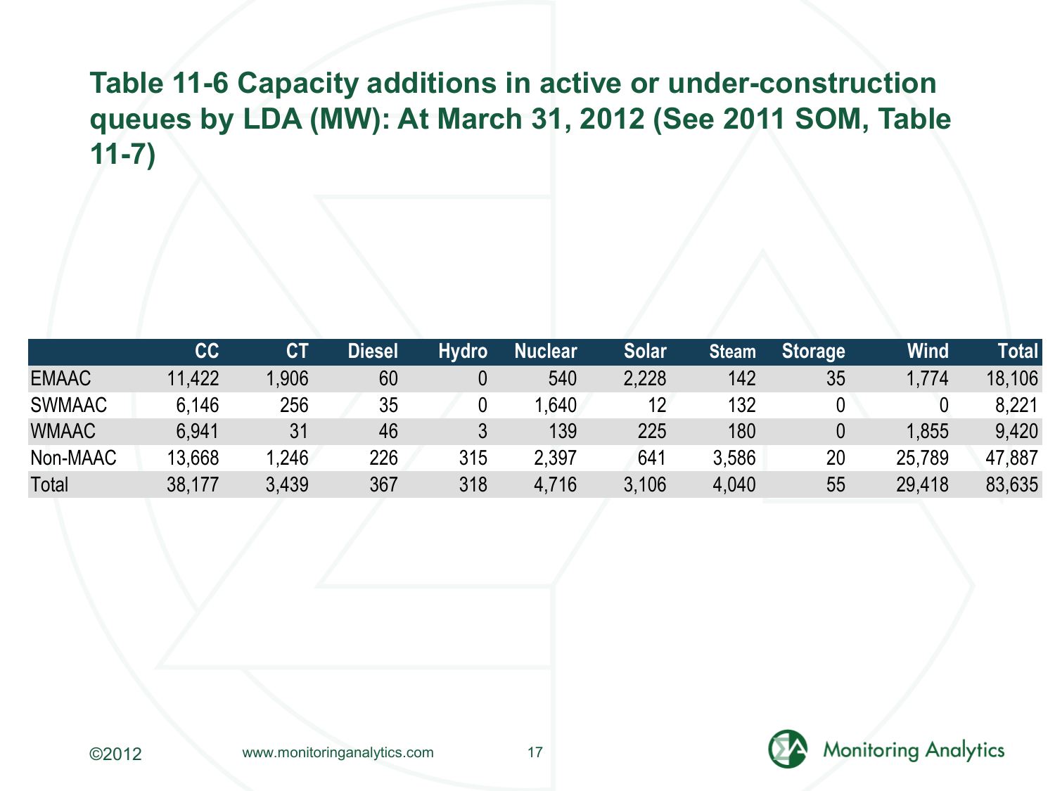# Table 11-6 Capacity additions in active or under-construction queues by LDA (MW): At March 31, 2012 (See 2011 SOM, Table 11-7)

| | CC | CT | Diesel | Hydro | Nuclear | Solar | Steam | Storage | Wind | Total |
|---|---|---|---|---|---|---|---|---|---|---|
| EMAAC | 11,422 | 1,906 | 60 | 0 | 540 | 2,228 | 142 | 35 | 1,774 | 18,106 |
| SWMAAC | 6,146 | 256 | 35 | 0 | 1,640 | 12 | 132 | 0 | 0 | 8,221 |
| WMAAC | 6,941 | 31 | 46 | 3 | 139 | 225 | 180 | 0 | 1,855 | 9,420 |
| Non-MAAC | 13,668 | 1,246 | 226 | 315 | 2,397 | 641 | 3,586 | 20 | 25,789 | 47,887 |
| Total | 38,177 | 3,439 | 367 | 318 | 4,716 | 3,106 | 4,040 | 55 | 29,418 | 83,635 |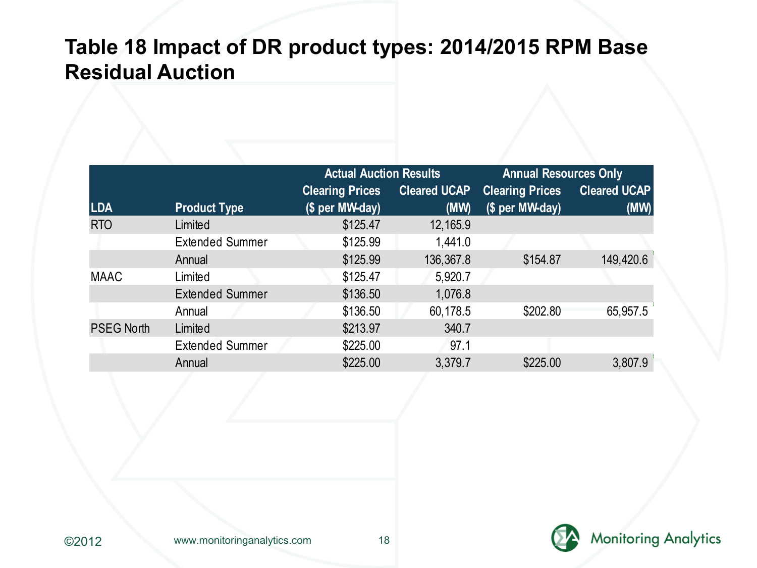# Table 18 Impact of DR product types: 2014/2015 RPM Base Residual Auction

| | | Actual Auction Results | | Annual Resources Only | |
|---|---|---|---|---|---|
| LDA | Product Type | Clearing Prices ($ per MW-day) | Cleared UCAP (MW) | Clearing Prices ($ per MW-day) | Cleared UCAP (MW) |
| RTO | Limited | $125.47 | 12,165.9 | | |
| | Extended Summer | $125.99 | 1,441.0 | | |
| | Annual | $125.99 | 136,367.8 | $154.87 | 149,420.6 |
| MAAC | Limited | $125.47 | 5,920.7 | | |
| | Extended Summer | $136.50 | 1,076.8 | | |
| | Annual | $136.50 | 60,178.5 | $202.80 | 65,957.5 |
| PSEG North | Limited | $213.97 | 340.7 | | |
| | Extended Summer | $225.00 | 97.1 | | |
| | Annual | $225.00 | 3,379.7 | $225.00 | 3,807.9 |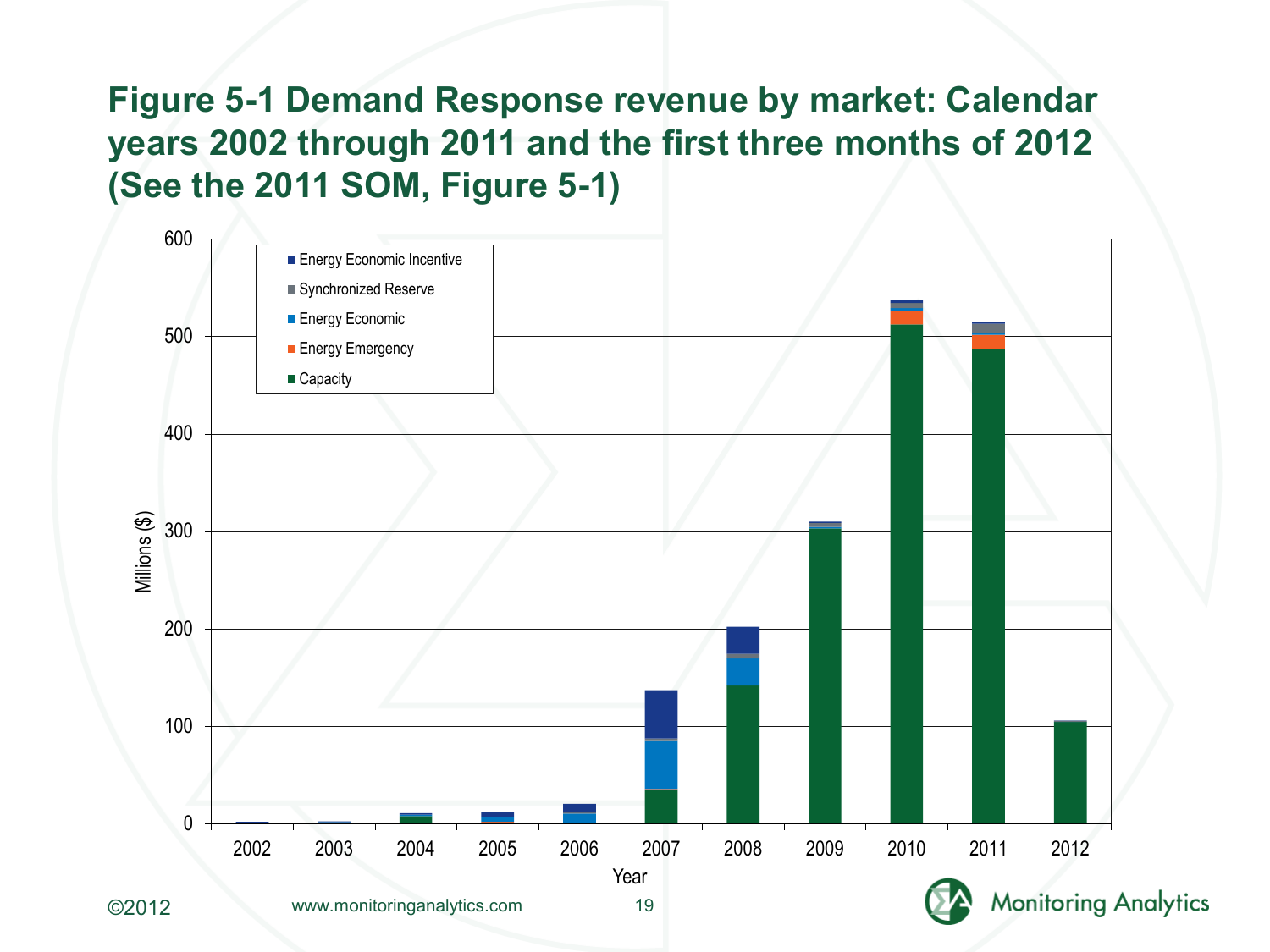# Figure 5-1 Demand Response revenue by market: Calendar years 2002 through 2011 and the first three months of 2012 (See the 2011 SOM, Figure 5-1)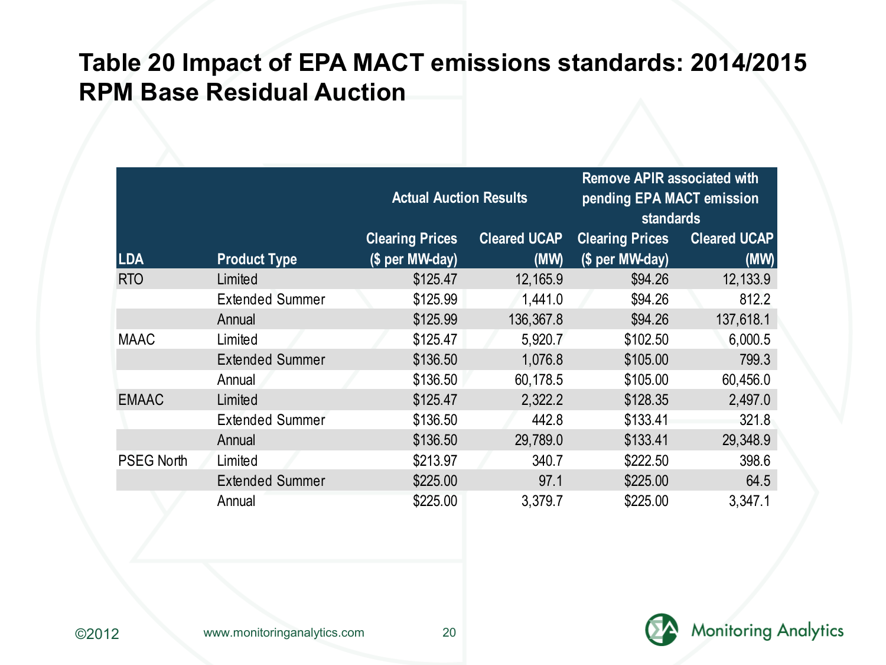# Table 20 Impact of EPA MACT emissions standards: 2014/2015 RPM Base Residual Auction

| | | Actual Auction Results | | Remove APIR associated with pending EPA MACT emission standards | |
|---|---|---|---|---|---|
| LDA | Product Type | Clearing Prices ($ per MW-day) | Cleared UCAP (MW) | Clearing Prices ($ per MW-day) | Cleared UCAP (MW) |
| RTO | Limited | $125.47 | 12,165.9 | $94.26 | 12,133.9 |
| | Extended Summer | $125.99 | 1,441.0 | $94.26 | 812.2 |
| | Annual | $125.99 | 136,367.8 | $94.26 | 137,618.1 |
| MAAC | Limited | $125.47 | 5,920.7 | $102.50 | 6,000.5 |
| | Extended Summer | $136.50 | 1,076.8 | $105.00 | 799.3 |
| | Annual | $136.50 | 60,178.5 | $105.00 | 60,456.0 |
| EMAAC | Limited | $125.47 | 2,322.2 | $128.35 | 2,497.0 |
| | Extended Summer | $136.50 | 442.8 | $133.41 | 321.8 |
| | Annual | $136.50 | 29,789.0 | $133.41 | 29,348.9 |
| PSEG North | Limited | $213.97 | 340.7 | $222.50 | 398.6 |
| | Extended Summer | $225.00 | 97.1 | $225.00 | 64.5 |
| | Annual | $225.00 | 3,379.7 | $225.00 | 3,347.1 |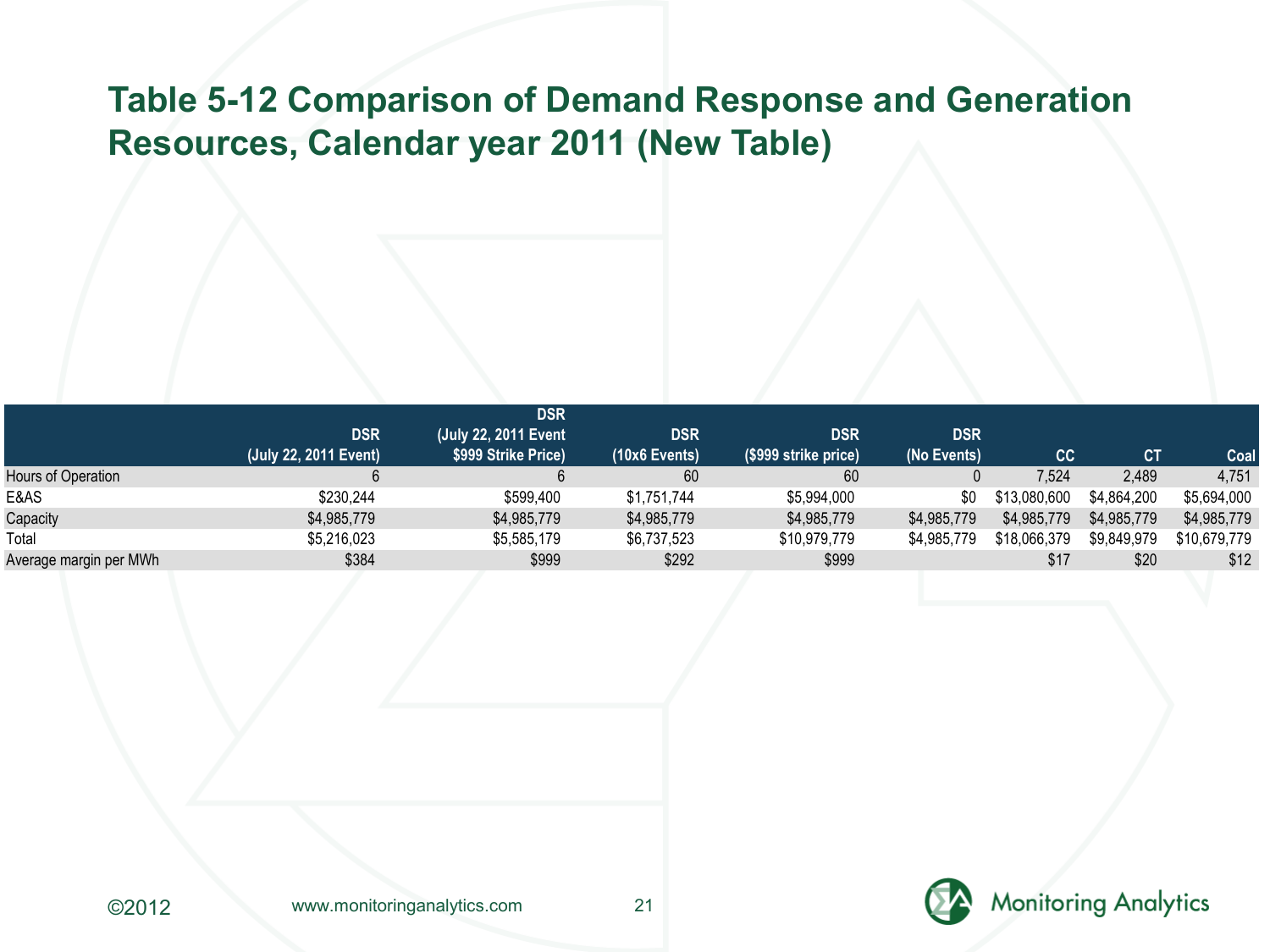# Table 5-12 Comparison of Demand Response and Generation Resources, Calendar year 2011 (New Table)

| | DSR (July 22, 2011 Event) | DSR (July 22, 2011 Event $999 Strike Price) | DSR (10x6 Events) | DSR ($999 strike price) | DSR (No Events) | CC | CT | Coal |
|---|---|---|---|---|---|---|---|---|
| Hours of Operation | 6 | 6 | 60 | 60 | 0 | 7,524 | 2,489 | 4,751 |
| E&AS | $230,244 | $599,400 | $1,751,744 | $5,994,000 | $0 | $13,080,600 | $4,864,200 | $5,694,000 |
| Capacity | $4,985,779 | $4,985,779 | $4,985,779 | $4,985,779 | $4,985,779 | $4,985,779 | $4,985,779 | $4,985,779 |
| Total | $5,216,023 | $5,585,179 | $6,737,523 | $10,979,779 | $4,985,779 | $18,066,379 | $9,849,979 | $10,679,779 |
| Average margin per MWh | $384 | $999 | $292 | $999 | | $17 | $20 | $12 |

©2012 www.monitoringanalytics.com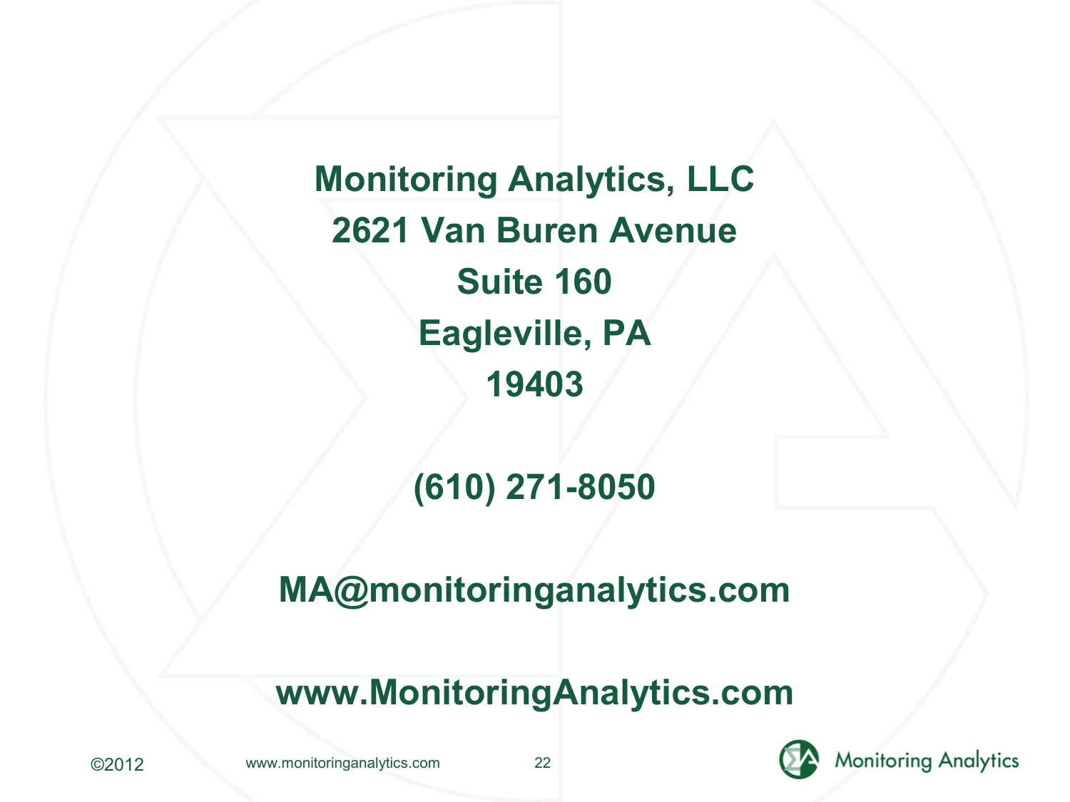**Monitoring Analytics, LLC**
**2621 Van Buren Avenue**
**Suite 160**
**Eagleville, PA**
**19403**

**(610) 271-8050**

**MA@monitoringanalytics.com**

**www.MonitoringAnalytics.com**